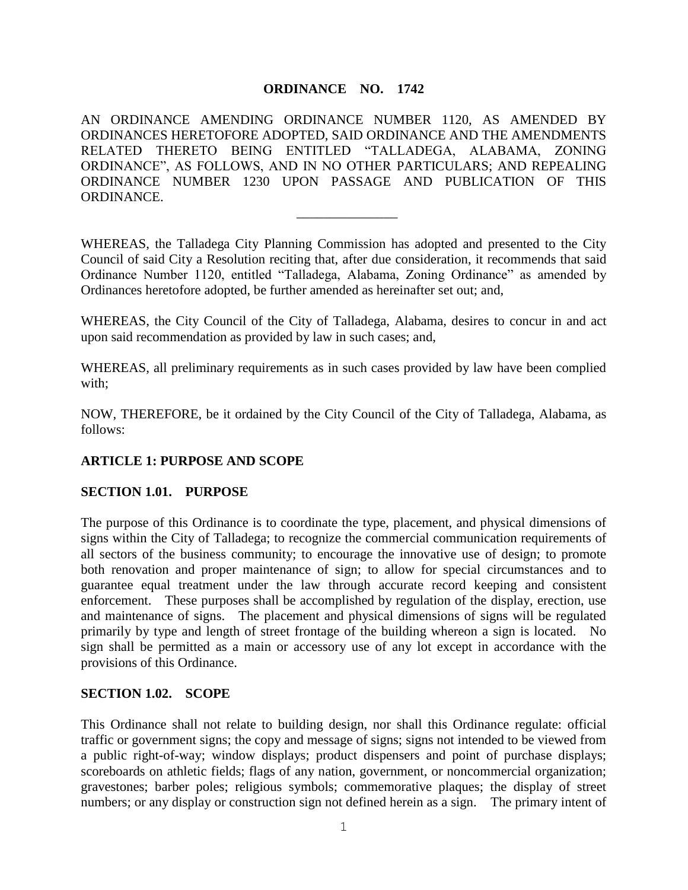# ORDINANCE NO. 1742

AN ORDINANCE AMENDING ORDINANCE NUMBER 1120, AS AMENDED BY ORDINANCES HERETOFORE ADOPTED, SAID ORDINANCE AND THE AMENDMENTS RELATED THERETO BEING ENTITLED "TALLADEGA, ALABAMA, ZONING ORDINANCE", AS FOLLOWS, AND IN NO OTHER PARTICULARS; AND REPEALING ORDINANCE NUMBER 1230 UPON PASSAGE AND PUBLICATION OF THIS ORDINANCE.

---

WHEREAS, the Talladega City Planning Commission has adopted and presented to the City Council of said City a Resolution reciting that, after due consideration, it recommends that said Ordinance Number 1120, entitled "Talladega, Alabama, Zoning Ordinance" as amended by Ordinances heretofore adopted, be further amended as hereinafter set out; and,

WHEREAS, the City Council of the City of Talladega, Alabama, desires to concur in and act upon said recommendation as provided by law in such cases; and,

WHEREAS, all preliminary requirements as in such cases provided by law have been complied with;

NOW, THEREFORE, be it ordained by the City Council of the City of Talladega, Alabama, as follows:

## ARTICLE 1: PURPOSE AND SCOPE

### SECTION 1.01. PURPOSE

The purpose of this Ordinance is to coordinate the type, placement, and physical dimensions of signs within the City of Talladega; to recognize the commercial communication requirements of all sectors of the business community; to encourage the innovative use of design; to promote both renovation and proper maintenance of sign; to allow for special circumstances and to guarantee equal treatment under the law through accurate record keeping and consistent enforcement. These purposes shall be accomplished by regulation of the display, erection, use and maintenance of signs. The placement and physical dimensions of signs will be regulated primarily by type and length of street frontage of the building whereon a sign is located. No sign shall be permitted as a main or accessory use of any lot except in accordance with the provisions of this Ordinance.

### SECTION 1.02. SCOPE

This Ordinance shall not relate to building design, nor shall this Ordinance regulate: official traffic or government signs; the copy and message of signs; signs not intended to be viewed from a public right-of-way; window displays; product dispensers and point of purchase displays; scoreboards on athletic fields; flags of any nation, government, or noncommercial organization; gravestones; barber poles; religious symbols; commemorative plaques; the display of street numbers; or any display or construction sign not defined herein as a sign. The primary intent of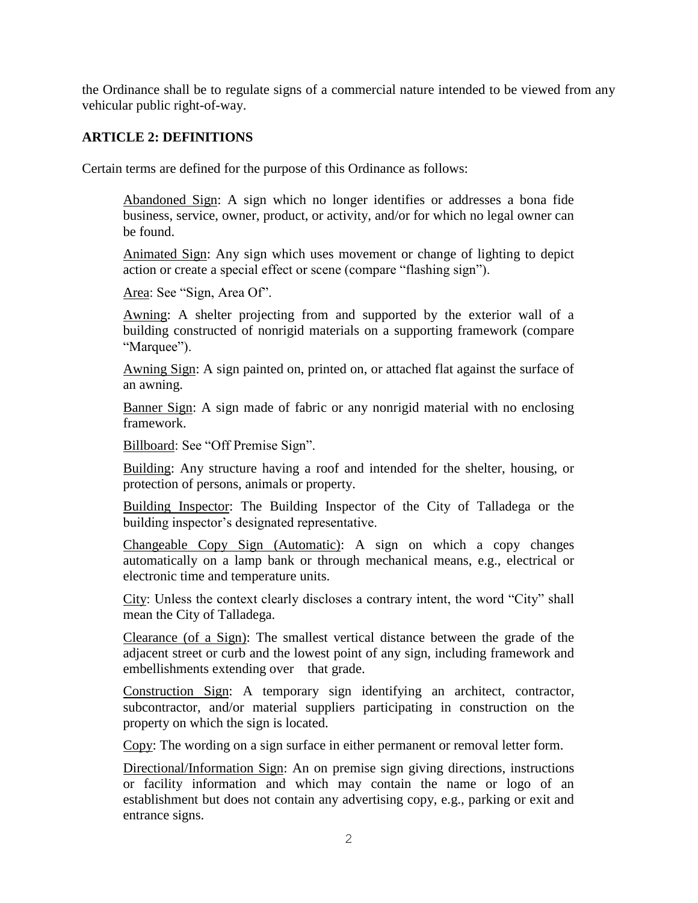the Ordinance shall be to regulate signs of a commercial nature intended to be viewed from any vehicular public right-of-way.

## ARTICLE 2: DEFINITIONS

Certain terms are defined for the purpose of this Ordinance as follows:

<u>Abandoned Sign</u>: A sign which no longer identifies or addresses a bona fide business, service, owner, product, or activity, and/or for which no legal owner can be found.

<u>Animated Sign</u>: Any sign which uses movement or change of lighting to depict action or create a special effect or scene (compare "flashing sign").

<u>Area</u>: See "Sign, Area Of".

<u>Awning</u>: A shelter projecting from and supported by the exterior wall of a building constructed of nonrigid materials on a supporting framework (compare "Marquee").

<u>Awning Sign</u>: A sign painted on, printed on, or attached flat against the surface of an awning.

<u>Banner Sign</u>: A sign made of fabric or any nonrigid material with no enclosing framework.

<u>Billboard</u>: See "Off Premise Sign".

<u>Building</u>: Any structure having a roof and intended for the shelter, housing, or protection of persons, animals or property.

<u>Building Inspector</u>: The Building Inspector of the City of Talladega or the building inspector's designated representative.

<u>Changeable Copy Sign (Automatic)</u>: A sign on which a copy changes automatically on a lamp bank or through mechanical means, e.g., electrical or electronic time and temperature units.

<u>City</u>: Unless the context clearly discloses a contrary intent, the word "City" shall mean the City of Talladega.

<u>Clearance (of a Sign)</u>: The smallest vertical distance between the grade of the adjacent street or curb and the lowest point of any sign, including framework and embellishments extending over that grade.

<u>Construction Sign</u>: A temporary sign identifying an architect, contractor, subcontractor, and/or material suppliers participating in construction on the property on which the sign is located.

<u>Copy</u>: The wording on a sign surface in either permanent or removal letter form.

<u>Directional/Information Sign</u>: An on premise sign giving directions, instructions or facility information and which may contain the name or logo of an establishment but does not contain any advertising copy, e.g., parking or exit and entrance signs.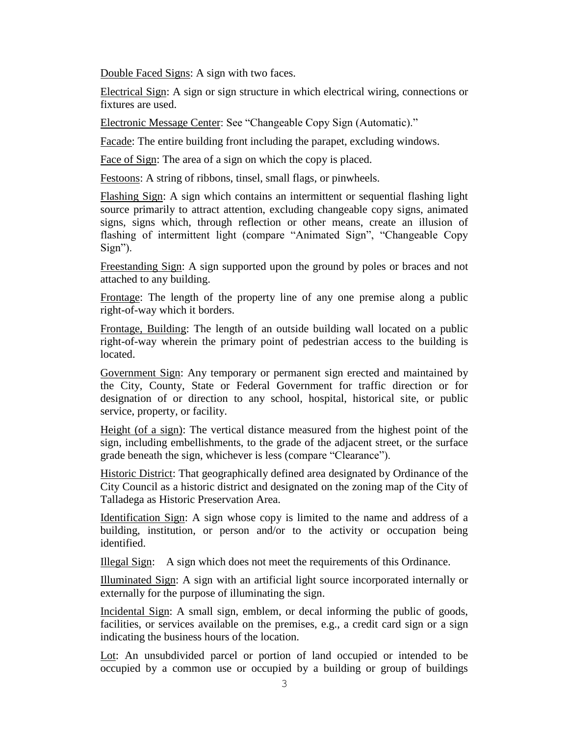Double Faced Signs: A sign with two faces.

Electrical Sign: A sign or sign structure in which electrical wiring, connections or fixtures are used.

Electronic Message Center: See "Changeable Copy Sign (Automatic)."

Facade: The entire building front including the parapet, excluding windows.

Face of Sign: The area of a sign on which the copy is placed.

Festoons: A string of ribbons, tinsel, small flags, or pinwheels.

Flashing Sign: A sign which contains an intermittent or sequential flashing light source primarily to attract attention, excluding changeable copy signs, animated signs, signs which, through reflection or other means, create an illusion of flashing of intermittent light (compare "Animated Sign", "Changeable Copy Sign").

Freestanding Sign: A sign supported upon the ground by poles or braces and not attached to any building.

Frontage: The length of the property line of any one premise along a public right-of-way which it borders.

Frontage, Building: The length of an outside building wall located on a public right-of-way wherein the primary point of pedestrian access to the building is located.

Government Sign: Any temporary or permanent sign erected and maintained by the City, County, State or Federal Government for traffic direction or for designation of or direction to any school, hospital, historical site, or public service, property, or facility.

Height (of a sign): The vertical distance measured from the highest point of the sign, including embellishments, to the grade of the adjacent street, or the surface grade beneath the sign, whichever is less (compare "Clearance").

Historic District: That geographically defined area designated by Ordinance of the City Council as a historic district and designated on the zoning map of the City of Talladega as Historic Preservation Area.

Identification Sign: A sign whose copy is limited to the name and address of a building, institution, or person and/or to the activity or occupation being identified.

Illegal Sign: A sign which does not meet the requirements of this Ordinance.

Illuminated Sign: A sign with an artificial light source incorporated internally or externally for the purpose of illuminating the sign.

Incidental Sign: A small sign, emblem, or decal informing the public of goods, facilities, or services available on the premises, e.g., a credit card sign or a sign indicating the business hours of the location.

Lot: An unsubdivided parcel or portion of land occupied or intended to be occupied by a common use or occupied by a building or group of buildings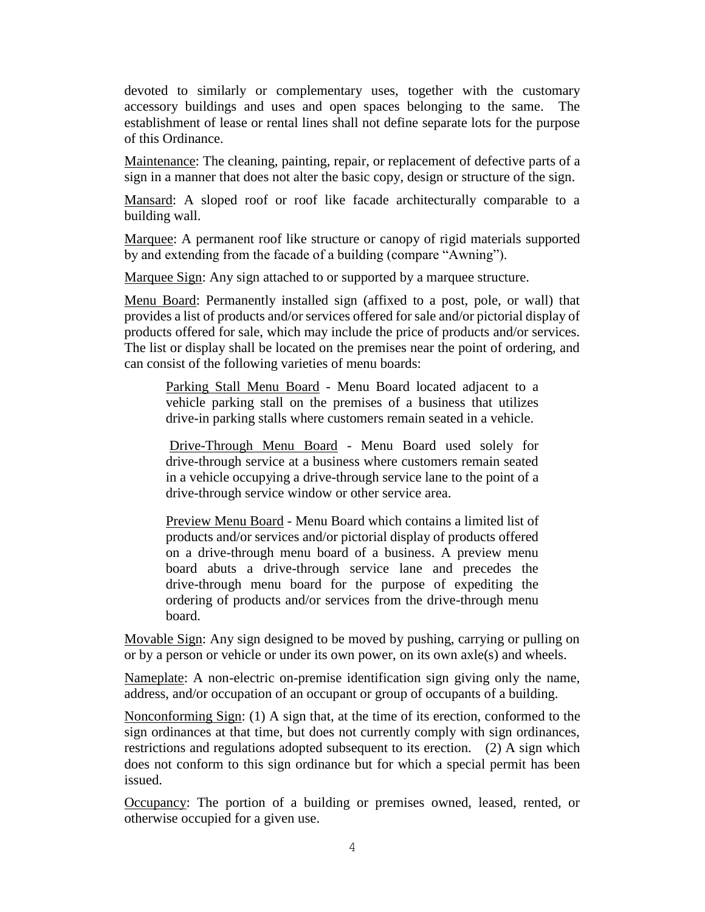devoted to similarly or complementary uses, together with the customary accessory buildings and uses and open spaces belonging to the same. The establishment of lease or rental lines shall not define separate lots for the purpose of this Ordinance.

<u>Maintenance</u>: The cleaning, painting, repair, or replacement of defective parts of a sign in a manner that does not alter the basic copy, design or structure of the sign.

<u>Mansard</u>: A sloped roof or roof like facade architecturally comparable to a building wall.

<u>Marquee</u>: A permanent roof like structure or canopy of rigid materials supported by and extending from the facade of a building (compare "Awning").

<u>Marquee Sign</u>: Any sign attached to or supported by a marquee structure.

<u>Menu Board</u>: Permanently installed sign (affixed to a post, pole, or wall) that provides a list of products and/or services offered for sale and/or pictorial display of products offered for sale, which may include the price of products and/or services. The list or display shall be located on the premises near the point of ordering, and can consist of the following varieties of menu boards:

> <u>Parking Stall Menu Board</u> - Menu Board located adjacent to a vehicle parking stall on the premises of a business that utilizes drive-in parking stalls where customers remain seated in a vehicle.
>
> <u>Drive-Through Menu Board</u> - Menu Board used solely for drive-through service at a business where customers remain seated in a vehicle occupying a drive-through service lane to the point of a drive-through service window or other service area.
>
> <u>Preview Menu Board</u> - Menu Board which contains a limited list of products and/or services and/or pictorial display of products offered on a drive-through menu board of a business. A preview menu board abuts a drive-through service lane and precedes the drive-through menu board for the purpose of expediting the ordering of products and/or services from the drive-through menu board.

<u>Movable Sign</u>: Any sign designed to be moved by pushing, carrying or pulling on or by a person or vehicle or under its own power, on its own axle(s) and wheels.

<u>Nameplate</u>: A non-electric on-premise identification sign giving only the name, address, and/or occupation of an occupant or group of occupants of a building.

<u>Nonconforming Sign</u>: (1) A sign that, at the time of its erection, conformed to the sign ordinances at that time, but does not currently comply with sign ordinances, restrictions and regulations adopted subsequent to its erection. (2) A sign which does not conform to this sign ordinance but for which a special permit has been issued.

<u>Occupancy</u>: The portion of a building or premises owned, leased, rented, or otherwise occupied for a given use.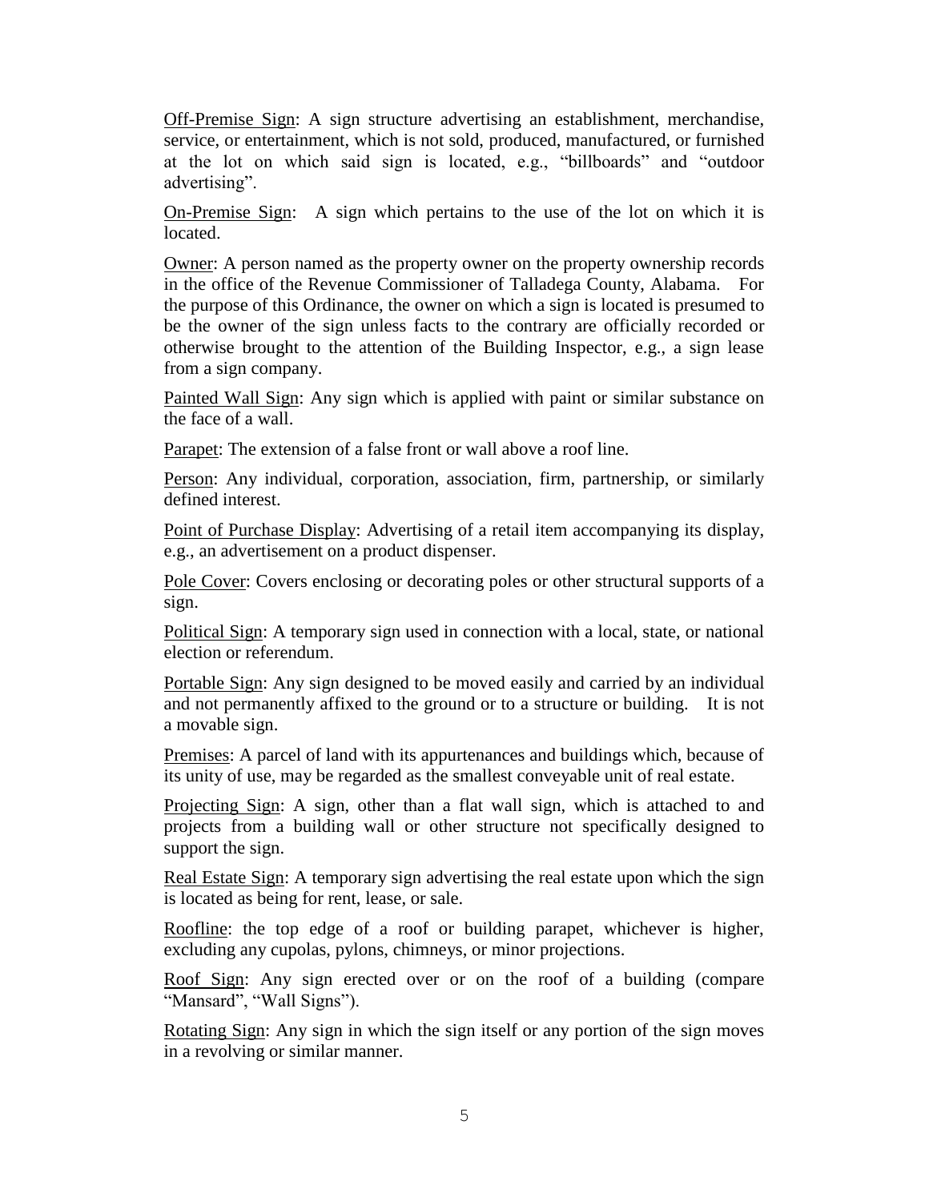<u>Off-Premise Sign</u>: A sign structure advertising an establishment, merchandise, service, or entertainment, which is not sold, produced, manufactured, or furnished at the lot on which said sign is located, e.g., "billboards" and "outdoor advertising".

<u>On-Premise Sign</u>: A sign which pertains to the use of the lot on which it is located.

<u>Owner</u>: A person named as the property owner on the property ownership records in the office of the Revenue Commissioner of Talladega County, Alabama. For the purpose of this Ordinance, the owner on which a sign is located is presumed to be the owner of the sign unless facts to the contrary are officially recorded or otherwise brought to the attention of the Building Inspector, e.g., a sign lease from a sign company.

<u>Painted Wall Sign</u>: Any sign which is applied with paint or similar substance on the face of a wall.

<u>Parapet</u>: The extension of a false front or wall above a roof line.

<u>Person</u>: Any individual, corporation, association, firm, partnership, or similarly defined interest.

<u>Point of Purchase Display</u>: Advertising of a retail item accompanying its display, e.g., an advertisement on a product dispenser.

<u>Pole Cover</u>: Covers enclosing or decorating poles or other structural supports of a sign.

<u>Political Sign</u>: A temporary sign used in connection with a local, state, or national election or referendum.

<u>Portable Sign</u>: Any sign designed to be moved easily and carried by an individual and not permanently affixed to the ground or to a structure or building. It is not a movable sign.

<u>Premises</u>: A parcel of land with its appurtenances and buildings which, because of its unity of use, may be regarded as the smallest conveyable unit of real estate.

<u>Projecting Sign</u>: A sign, other than a flat wall sign, which is attached to and projects from a building wall or other structure not specifically designed to support the sign.

<u>Real Estate Sign</u>: A temporary sign advertising the real estate upon which the sign is located as being for rent, lease, or sale.

<u>Roofline</u>: the top edge of a roof or building parapet, whichever is higher, excluding any cupolas, pylons, chimneys, or minor projections.

<u>Roof Sign</u>: Any sign erected over or on the roof of a building (compare "Mansard", "Wall Signs").

<u>Rotating Sign</u>: Any sign in which the sign itself or any portion of the sign moves in a revolving or similar manner.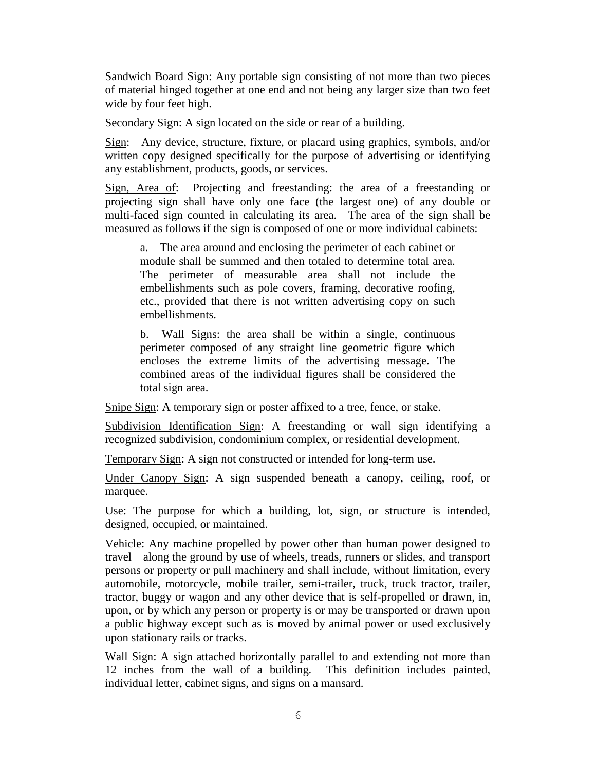Sandwich Board Sign: Any portable sign consisting of not more than two pieces of material hinged together at one end and not being any larger size than two feet wide by four feet high.

Secondary Sign: A sign located on the side or rear of a building.

Sign: Any device, structure, fixture, or placard using graphics, symbols, and/or written copy designed specifically for the purpose of advertising or identifying any establishment, products, goods, or services.

Sign, Area of: Projecting and freestanding: the area of a freestanding or projecting sign shall have only one face (the largest one) of any double or multi-faced sign counted in calculating its area. The area of the sign shall be measured as follows if the sign is composed of one or more individual cabinets:

> a. The area around and enclosing the perimeter of each cabinet or module shall be summed and then totaled to determine total area. The perimeter of measurable area shall not include the embellishments such as pole covers, framing, decorative roofing, etc., provided that there is not written advertising copy on such embellishments.
>
> b. Wall Signs: the area shall be within a single, continuous perimeter composed of any straight line geometric figure which encloses the extreme limits of the advertising message. The combined areas of the individual figures shall be considered the total sign area.

Snipe Sign: A temporary sign or poster affixed to a tree, fence, or stake.

Subdivision Identification Sign: A freestanding or wall sign identifying a recognized subdivision, condominium complex, or residential development.

Temporary Sign: A sign not constructed or intended for long-term use.

Under Canopy Sign: A sign suspended beneath a canopy, ceiling, roof, or marquee.

Use: The purpose for which a building, lot, sign, or structure is intended, designed, occupied, or maintained.

Vehicle: Any machine propelled by power other than human power designed to travel along the ground by use of wheels, treads, runners or slides, and transport persons or property or pull machinery and shall include, without limitation, every automobile, motorcycle, mobile trailer, semi-trailer, truck, truck tractor, trailer, tractor, buggy or wagon and any other device that is self-propelled or drawn, in, upon, or by which any person or property is or may be transported or drawn upon a public highway except such as is moved by animal power or used exclusively upon stationary rails or tracks.

Wall Sign: A sign attached horizontally parallel to and extending not more than 12 inches from the wall of a building. This definition includes painted, individual letter, cabinet signs, and signs on a mansard.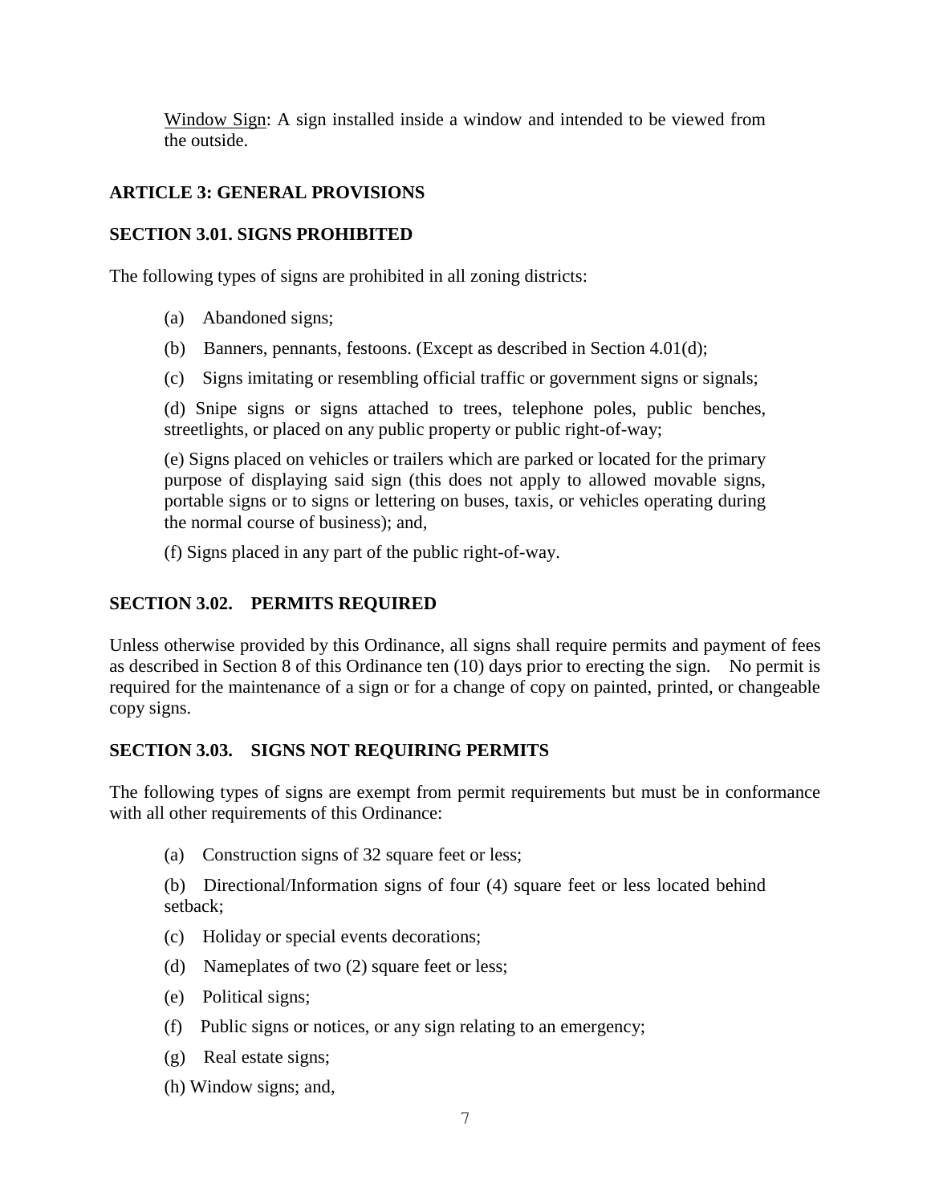<u>Window Sign</u>: A sign installed inside a window and intended to be viewed from the outside.

## ARTICLE 3: GENERAL PROVISIONS

### SECTION 3.01. SIGNS PROHIBITED

The following types of signs are prohibited in all zoning districts:

(a) Abandoned signs;

(b) Banners, pennants, festoons. (Except as described in Section 4.01(d);

(c) Signs imitating or resembling official traffic or government signs or signals;

(d) Snipe signs or signs attached to trees, telephone poles, public benches, streetlights, or placed on any public property or public right-of-way;

(e) Signs placed on vehicles or trailers which are parked or located for the primary purpose of displaying said sign (this does not apply to allowed movable signs, portable signs or to signs or lettering on buses, taxis, or vehicles operating during the normal course of business); and,

(f) Signs placed in any part of the public right-of-way.

### SECTION 3.02. PERMITS REQUIRED

Unless otherwise provided by this Ordinance, all signs shall require permits and payment of fees as described in Section 8 of this Ordinance ten (10) days prior to erecting the sign. No permit is required for the maintenance of a sign or for a change of copy on painted, printed, or changeable copy signs.

### SECTION 3.03. SIGNS NOT REQUIRING PERMITS

The following types of signs are exempt from permit requirements but must be in conformance with all other requirements of this Ordinance:

(a) Construction signs of 32 square feet or less;

(b) Directional/Information signs of four (4) square feet or less located behind setback;

(c) Holiday or special events decorations;

(d) Nameplates of two (2) square feet or less;

(e) Political signs;

(f) Public signs or notices, or any sign relating to an emergency;

(g) Real estate signs;

(h) Window signs; and,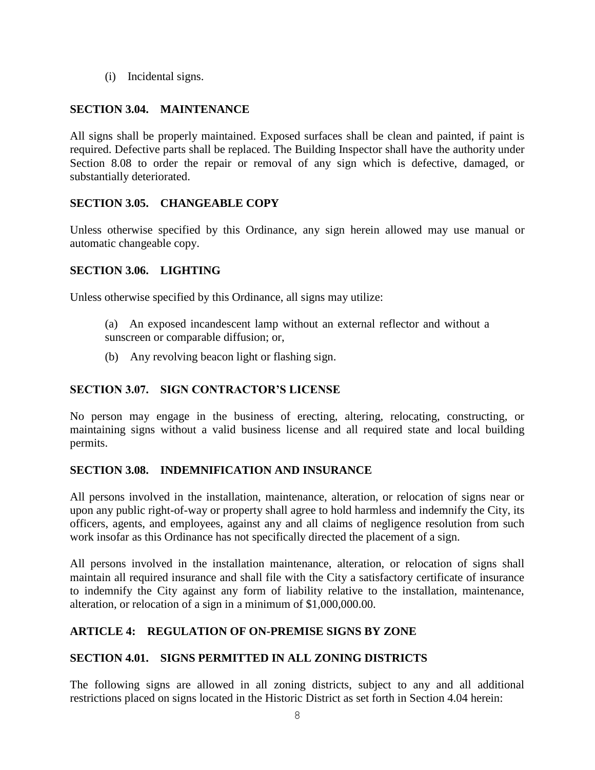(i) Incidental signs.

**SECTION 3.04. MAINTENANCE**

All signs shall be properly maintained. Exposed surfaces shall be clean and painted, if paint is required. Defective parts shall be replaced. The Building Inspector shall have the authority under Section 8.08 to order the repair or removal of any sign which is defective, damaged, or substantially deteriorated.

**SECTION 3.05. CHANGEABLE COPY**

Unless otherwise specified by this Ordinance, any sign herein allowed may use manual or automatic changeable copy.

**SECTION 3.06. LIGHTING**

Unless otherwise specified by this Ordinance, all signs may utilize:

(a) An exposed incandescent lamp without an external reflector and without a sunscreen or comparable diffusion; or,

(b) Any revolving beacon light or flashing sign.

**SECTION 3.07. SIGN CONTRACTOR'S LICENSE**

No person may engage in the business of erecting, altering, relocating, constructing, or maintaining signs without a valid business license and all required state and local building permits.

**SECTION 3.08. INDEMNIFICATION AND INSURANCE**

All persons involved in the installation, maintenance, alteration, or relocation of signs near or upon any public right-of-way or property shall agree to hold harmless and indemnify the City, its officers, agents, and employees, against any and all claims of negligence resolution from such work insofar as this Ordinance has not specifically directed the placement of a sign.

All persons involved in the installation maintenance, alteration, or relocation of signs shall maintain all required insurance and shall file with the City a satisfactory certificate of insurance to indemnify the City against any form of liability relative to the installation, maintenance, alteration, or relocation of a sign in a minimum of $1,000,000.00.

**ARTICLE 4: REGULATION OF ON-PREMISE SIGNS BY ZONE**

**SECTION 4.01. SIGNS PERMITTED IN ALL ZONING DISTRICTS**

The following signs are allowed in all zoning districts, subject to any and all additional restrictions placed on signs located in the Historic District as set forth in Section 4.04 herein: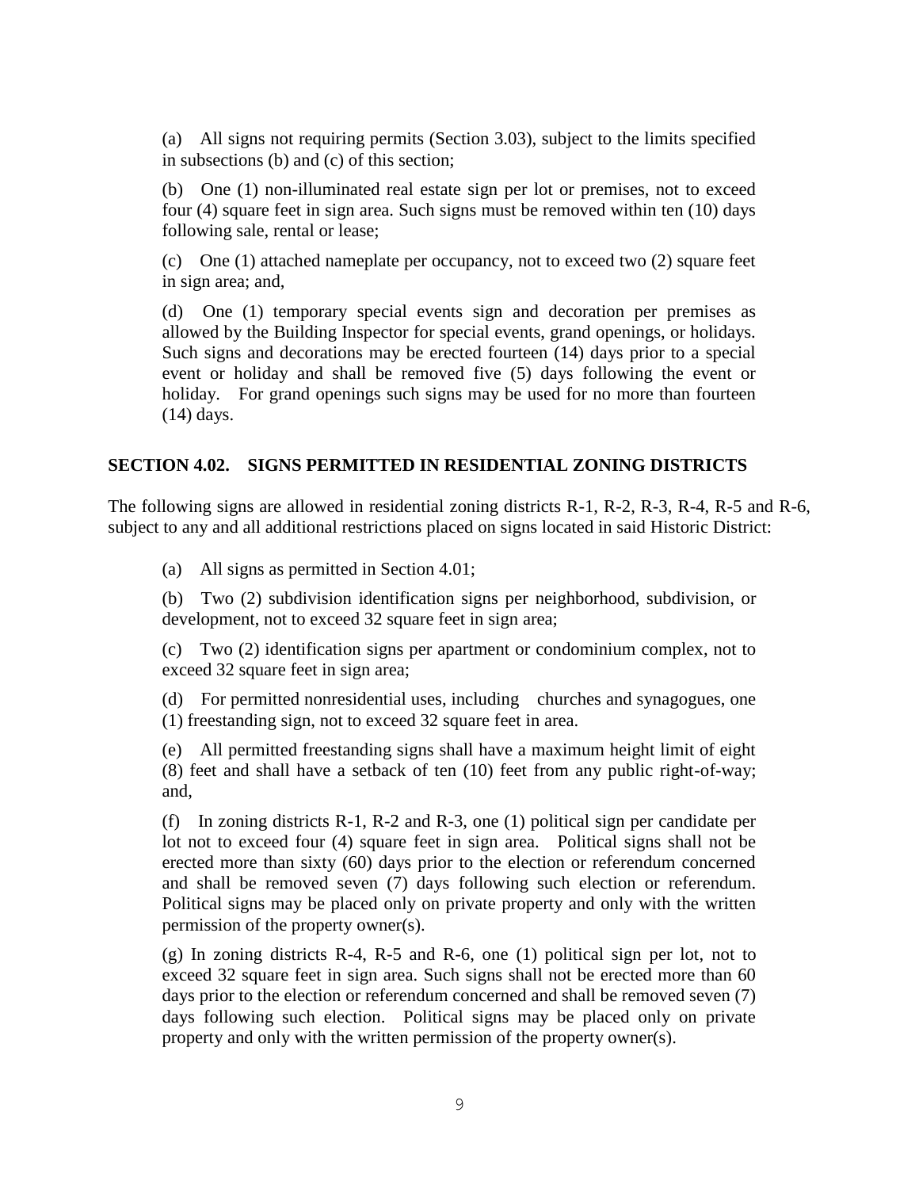(a) All signs not requiring permits (Section 3.03), subject to the limits specified in subsections (b) and (c) of this section;

(b) One (1) non-illuminated real estate sign per lot or premises, not to exceed four (4) square feet in sign area. Such signs must be removed within ten (10) days following sale, rental or lease;

(c) One (1) attached nameplate per occupancy, not to exceed two (2) square feet in sign area; and,

(d) One (1) temporary special events sign and decoration per premises as allowed by the Building Inspector for special events, grand openings, or holidays. Such signs and decorations may be erected fourteen (14) days prior to a special event or holiday and shall be removed five (5) days following the event or holiday. For grand openings such signs may be used for no more than fourteen (14) days.

## SECTION 4.02. SIGNS PERMITTED IN RESIDENTIAL ZONING DISTRICTS

The following signs are allowed in residential zoning districts R-1, R-2, R-3, R-4, R-5 and R-6, subject to any and all additional restrictions placed on signs located in said Historic District:

(a) All signs as permitted in Section 4.01;

(b) Two (2) subdivision identification signs per neighborhood, subdivision, or development, not to exceed 32 square feet in sign area;

(c) Two (2) identification signs per apartment or condominium complex, not to exceed 32 square feet in sign area;

(d) For permitted nonresidential uses, including churches and synagogues, one (1) freestanding sign, not to exceed 32 square feet in area.

(e) All permitted freestanding signs shall have a maximum height limit of eight (8) feet and shall have a setback of ten (10) feet from any public right-of-way; and,

(f) In zoning districts R-1, R-2 and R-3, one (1) political sign per candidate per lot not to exceed four (4) square feet in sign area. Political signs shall not be erected more than sixty (60) days prior to the election or referendum concerned and shall be removed seven (7) days following such election or referendum. Political signs may be placed only on private property and only with the written permission of the property owner(s).

(g) In zoning districts R-4, R-5 and R-6, one (1) political sign per lot, not to exceed 32 square feet in sign area. Such signs shall not be erected more than 60 days prior to the election or referendum concerned and shall be removed seven (7) days following such election. Political signs may be placed only on private property and only with the written permission of the property owner(s).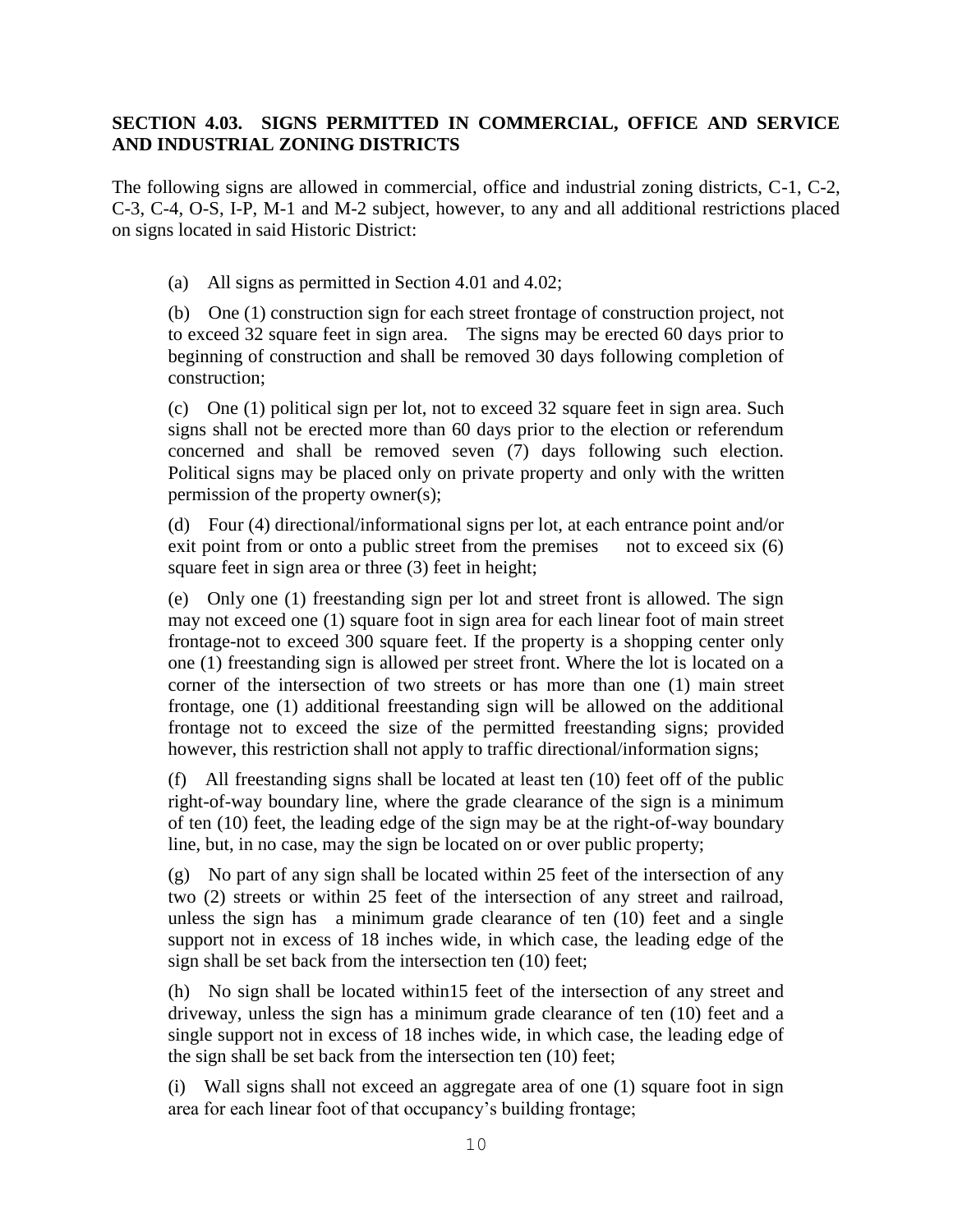**SECTION 4.03. SIGNS PERMITTED IN COMMERCIAL, OFFICE AND SERVICE AND INDUSTRIAL ZONING DISTRICTS**

The following signs are allowed in commercial, office and industrial zoning districts, C-1, C-2, C-3, C-4, O-S, I-P, M-1 and M-2 subject, however, to any and all additional restrictions placed on signs located in said Historic District:

(a) All signs as permitted in Section 4.01 and 4.02;

(b) One (1) construction sign for each street frontage of construction project, not to exceed 32 square feet in sign area. The signs may be erected 60 days prior to beginning of construction and shall be removed 30 days following completion of construction;

(c) One (1) political sign per lot, not to exceed 32 square feet in sign area. Such signs shall not be erected more than 60 days prior to the election or referendum concerned and shall be removed seven (7) days following such election. Political signs may be placed only on private property and only with the written permission of the property owner(s);

(d) Four (4) directional/informational signs per lot, at each entrance point and/or exit point from or onto a public street from the premises not to exceed six (6) square feet in sign area or three (3) feet in height;

(e) Only one (1) freestanding sign per lot and street front is allowed. The sign may not exceed one (1) square foot in sign area for each linear foot of main street frontage-not to exceed 300 square feet. If the property is a shopping center only one (1) freestanding sign is allowed per street front. Where the lot is located on a corner of the intersection of two streets or has more than one (1) main street frontage, one (1) additional freestanding sign will be allowed on the additional frontage not to exceed the size of the permitted freestanding signs; provided however, this restriction shall not apply to traffic directional/information signs;

(f) All freestanding signs shall be located at least ten (10) feet off of the public right-of-way boundary line, where the grade clearance of the sign is a minimum of ten (10) feet, the leading edge of the sign may be at the right-of-way boundary line, but, in no case, may the sign be located on or over public property;

(g) No part of any sign shall be located within 25 feet of the intersection of any two (2) streets or within 25 feet of the intersection of any street and railroad, unless the sign has a minimum grade clearance of ten (10) feet and a single support not in excess of 18 inches wide, in which case, the leading edge of the sign shall be set back from the intersection ten (10) feet;

(h) No sign shall be located within15 feet of the intersection of any street and driveway, unless the sign has a minimum grade clearance of ten (10) feet and a single support not in excess of 18 inches wide, in which case, the leading edge of the sign shall be set back from the intersection ten (10) feet;

(i) Wall signs shall not exceed an aggregate area of one (1) square foot in sign area for each linear foot of that occupancy's building frontage;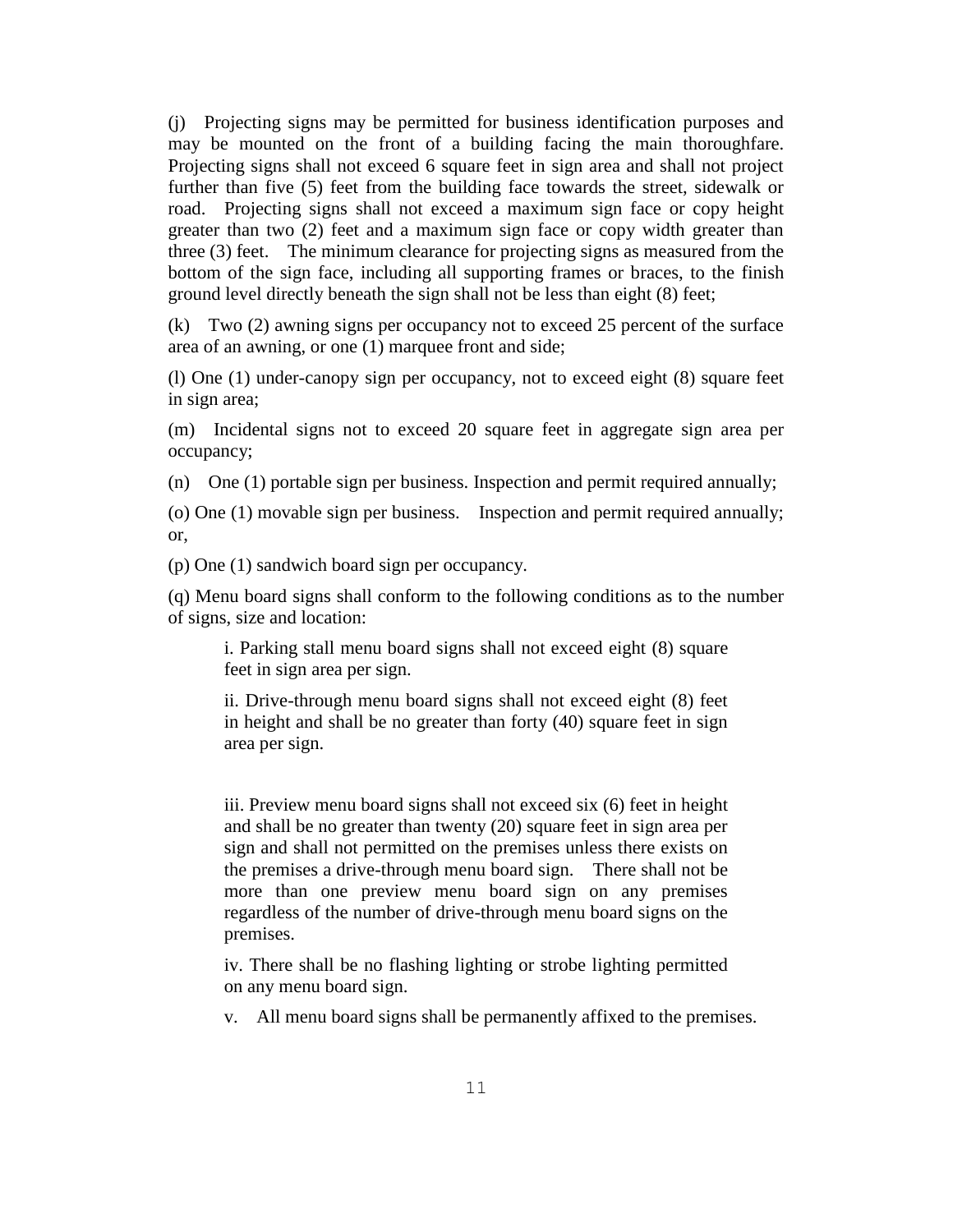(j) Projecting signs may be permitted for business identification purposes and may be mounted on the front of a building facing the main thoroughfare. Projecting signs shall not exceed 6 square feet in sign area and shall not project further than five (5) feet from the building face towards the street, sidewalk or road. Projecting signs shall not exceed a maximum sign face or copy height greater than two (2) feet and a maximum sign face or copy width greater than three (3) feet. The minimum clearance for projecting signs as measured from the bottom of the sign face, including all supporting frames or braces, to the finish ground level directly beneath the sign shall not be less than eight (8) feet;

(k) Two (2) awning signs per occupancy not to exceed 25 percent of the surface area of an awning, or one (1) marquee front and side;

(l) One (1) under-canopy sign per occupancy, not to exceed eight (8) square feet in sign area;

(m) Incidental signs not to exceed 20 square feet in aggregate sign area per occupancy;

(n) One (1) portable sign per business. Inspection and permit required annually;

(o) One (1) movable sign per business. Inspection and permit required annually; or,

(p) One (1) sandwich board sign per occupancy.

(q) Menu board signs shall conform to the following conditions as to the number of signs, size and location:

> i. Parking stall menu board signs shall not exceed eight (8) square feet in sign area per sign.
>
> ii. Drive-through menu board signs shall not exceed eight (8) feet in height and shall be no greater than forty (40) square feet in sign area per sign.
>
> iii. Preview menu board signs shall not exceed six (6) feet in height and shall be no greater than twenty (20) square feet in sign area per sign and shall not permitted on the premises unless there exists on the premises a drive-through menu board sign. There shall not be more than one preview menu board sign on any premises regardless of the number of drive-through menu board signs on the premises.
>
> iv. There shall be no flashing lighting or strobe lighting permitted on any menu board sign.
>
> v. All menu board signs shall be permanently affixed to the premises.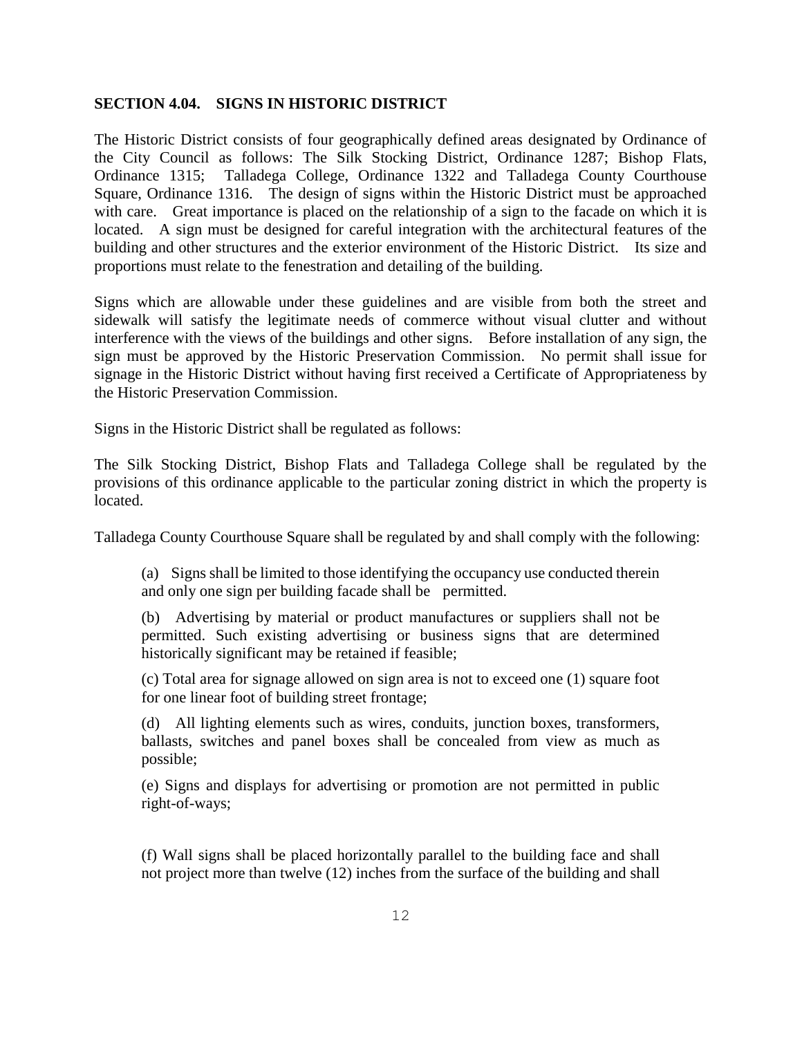**SECTION 4.04. SIGNS IN HISTORIC DISTRICT**

The Historic District consists of four geographically defined areas designated by Ordinance of the City Council as follows: The Silk Stocking District, Ordinance 1287; Bishop Flats, Ordinance 1315; Talladega College, Ordinance 1322 and Talladega County Courthouse Square, Ordinance 1316. The design of signs within the Historic District must be approached with care. Great importance is placed on the relationship of a sign to the facade on which it is located. A sign must be designed for careful integration with the architectural features of the building and other structures and the exterior environment of the Historic District. Its size and proportions must relate to the fenestration and detailing of the building.

Signs which are allowable under these guidelines and are visible from both the street and sidewalk will satisfy the legitimate needs of commerce without visual clutter and without interference with the views of the buildings and other signs. Before installation of any sign, the sign must be approved by the Historic Preservation Commission. No permit shall issue for signage in the Historic District without having first received a Certificate of Appropriateness by the Historic Preservation Commission.

Signs in the Historic District shall be regulated as follows:

The Silk Stocking District, Bishop Flats and Talladega College shall be regulated by the provisions of this ordinance applicable to the particular zoning district in which the property is located.

Talladega County Courthouse Square shall be regulated by and shall comply with the following:

(a) Signs shall be limited to those identifying the occupancy use conducted therein and only one sign per building facade shall be permitted.

(b) Advertising by material or product manufactures or suppliers shall not be permitted. Such existing advertising or business signs that are determined historically significant may be retained if feasible;

(c) Total area for signage allowed on sign area is not to exceed one (1) square foot for one linear foot of building street frontage;

(d) All lighting elements such as wires, conduits, junction boxes, transformers, ballasts, switches and panel boxes shall be concealed from view as much as possible;

(e) Signs and displays for advertising or promotion are not permitted in public right-of-ways;

(f) Wall signs shall be placed horizontally parallel to the building face and shall not project more than twelve (12) inches from the surface of the building and shall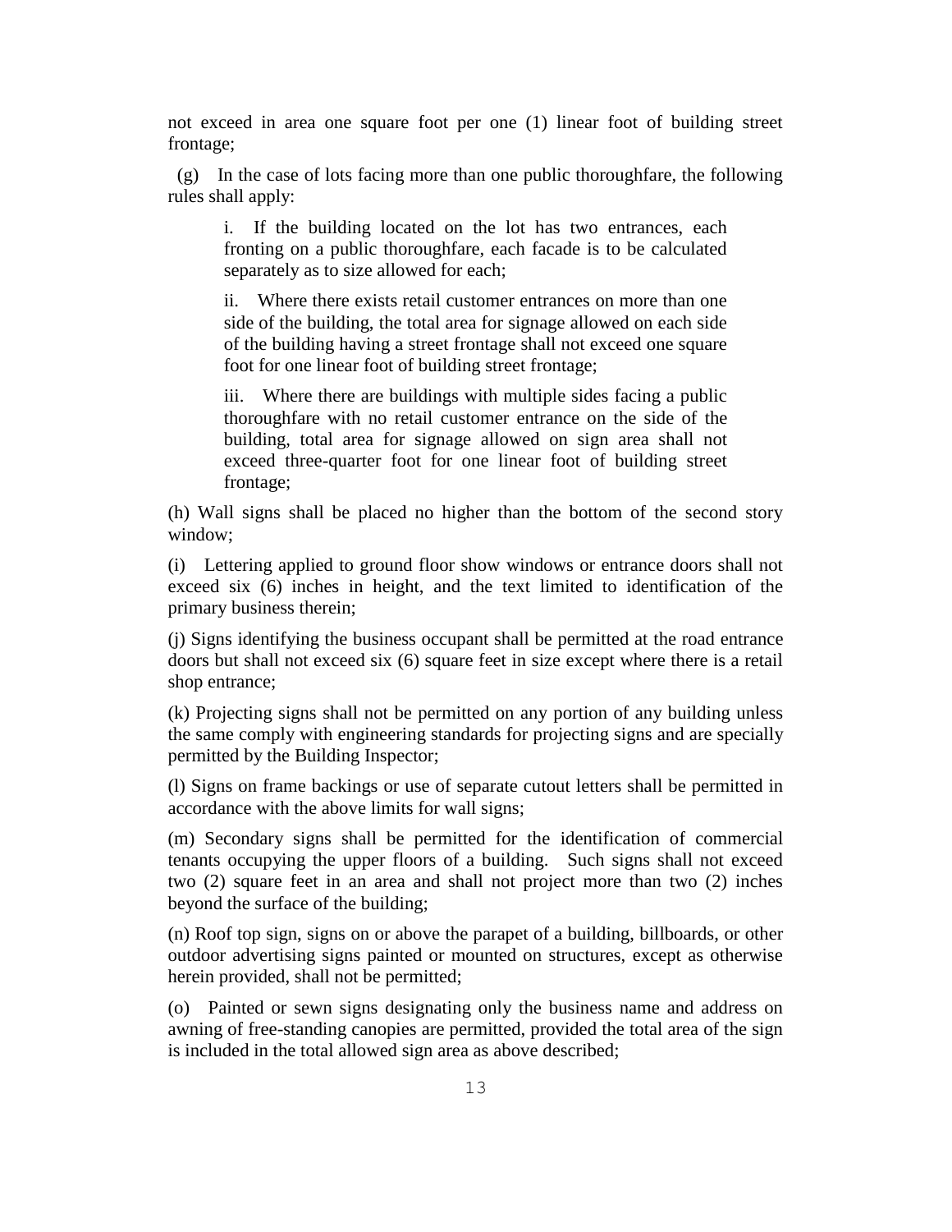not exceed in area one square foot per one (1) linear foot of building street frontage;

(g) In the case of lots facing more than one public thoroughfare, the following rules shall apply:

> i. If the building located on the lot has two entrances, each fronting on a public thoroughfare, each facade is to be calculated separately as to size allowed for each;
>
> ii. Where there exists retail customer entrances on more than one side of the building, the total area for signage allowed on each side of the building having a street frontage shall not exceed one square foot for one linear foot of building street frontage;
>
> iii. Where there are buildings with multiple sides facing a public thoroughfare with no retail customer entrance on the side of the building, total area for signage allowed on sign area shall not exceed three-quarter foot for one linear foot of building street frontage;

(h) Wall signs shall be placed no higher than the bottom of the second story window;

(i) Lettering applied to ground floor show windows or entrance doors shall not exceed six (6) inches in height, and the text limited to identification of the primary business therein;

(j) Signs identifying the business occupant shall be permitted at the road entrance doors but shall not exceed six (6) square feet in size except where there is a retail shop entrance;

(k) Projecting signs shall not be permitted on any portion of any building unless the same comply with engineering standards for projecting signs and are specially permitted by the Building Inspector;

(l) Signs on frame backings or use of separate cutout letters shall be permitted in accordance with the above limits for wall signs;

(m) Secondary signs shall be permitted for the identification of commercial tenants occupying the upper floors of a building. Such signs shall not exceed two (2) square feet in an area and shall not project more than two (2) inches beyond the surface of the building;

(n) Roof top sign, signs on or above the parapet of a building, billboards, or other outdoor advertising signs painted or mounted on structures, except as otherwise herein provided, shall not be permitted;

(o) Painted or sewn signs designating only the business name and address on awning of free-standing canopies are permitted, provided the total area of the sign is included in the total allowed sign area as above described;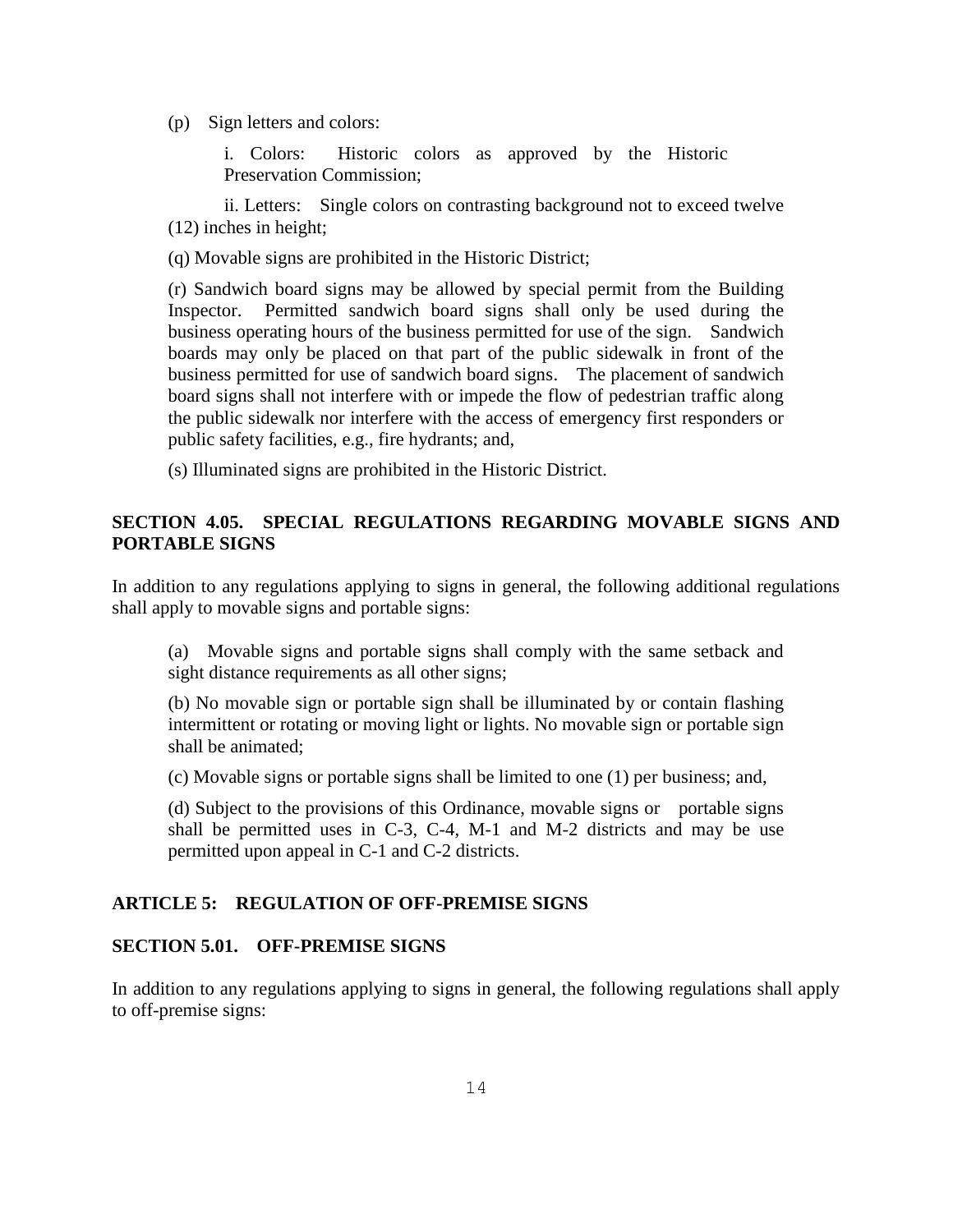(p) Sign letters and colors:

i. Colors: Historic colors as approved by the Historic Preservation Commission;

ii. Letters: Single colors on contrasting background not to exceed twelve (12) inches in height;

(q) Movable signs are prohibited in the Historic District;

(r) Sandwich board signs may be allowed by special permit from the Building Inspector. Permitted sandwich board signs shall only be used during the business operating hours of the business permitted for use of the sign. Sandwich boards may only be placed on that part of the public sidewalk in front of the business permitted for use of sandwich board signs. The placement of sandwich board signs shall not interfere with or impede the flow of pedestrian traffic along the public sidewalk nor interfere with the access of emergency first responders or public safety facilities, e.g., fire hydrants; and,

(s) Illuminated signs are prohibited in the Historic District.

## SECTION 4.05. SPECIAL REGULATIONS REGARDING MOVABLE SIGNS AND PORTABLE SIGNS

In addition to any regulations applying to signs in general, the following additional regulations shall apply to movable signs and portable signs:

(a) Movable signs and portable signs shall comply with the same setback and sight distance requirements as all other signs;

(b) No movable sign or portable sign shall be illuminated by or contain flashing intermittent or rotating or moving light or lights. No movable sign or portable sign shall be animated;

(c) Movable signs or portable signs shall be limited to one (1) per business; and,

(d) Subject to the provisions of this Ordinance, movable signs or portable signs shall be permitted uses in C-3, C-4, M-1 and M-2 districts and may be use permitted upon appeal in C-1 and C-2 districts.

## ARTICLE 5: REGULATION OF OFF-PREMISE SIGNS

## SECTION 5.01. OFF-PREMISE SIGNS

In addition to any regulations applying to signs in general, the following regulations shall apply to off-premise signs: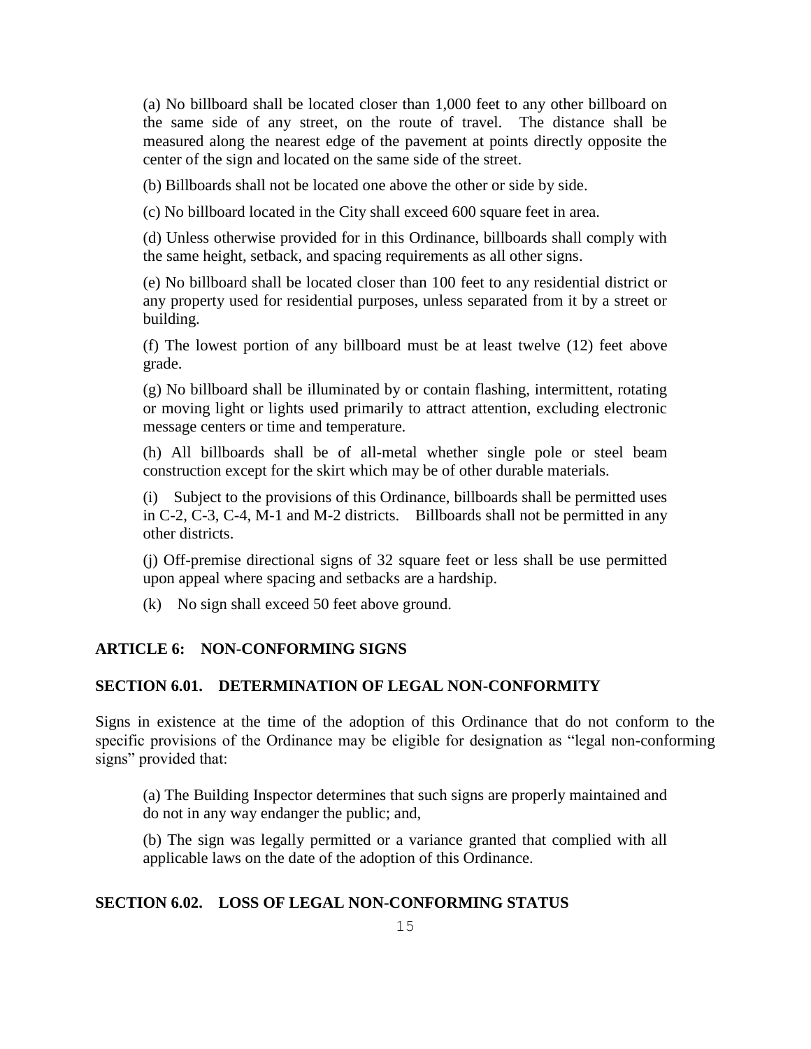(a) No billboard shall be located closer than 1,000 feet to any other billboard on the same side of any street, on the route of travel. The distance shall be measured along the nearest edge of the pavement at points directly opposite the center of the sign and located on the same side of the street.

(b) Billboards shall not be located one above the other or side by side.

(c) No billboard located in the City shall exceed 600 square feet in area.

(d) Unless otherwise provided for in this Ordinance, billboards shall comply with the same height, setback, and spacing requirements as all other signs.

(e) No billboard shall be located closer than 100 feet to any residential district or any property used for residential purposes, unless separated from it by a street or building.

(f) The lowest portion of any billboard must be at least twelve (12) feet above grade.

(g) No billboard shall be illuminated by or contain flashing, intermittent, rotating or moving light or lights used primarily to attract attention, excluding electronic message centers or time and temperature.

(h) All billboards shall be of all-metal whether single pole or steel beam construction except for the skirt which may be of other durable materials.

(i) Subject to the provisions of this Ordinance, billboards shall be permitted uses in C-2, C-3, C-4, M-1 and M-2 districts. Billboards shall not be permitted in any other districts.

(j) Off-premise directional signs of 32 square feet or less shall be use permitted upon appeal where spacing and setbacks are a hardship.

(k) No sign shall exceed 50 feet above ground.

## ARTICLE 6: NON-CONFORMING SIGNS

### SECTION 6.01. DETERMINATION OF LEGAL NON-CONFORMITY

Signs in existence at the time of the adoption of this Ordinance that do not conform to the specific provisions of the Ordinance may be eligible for designation as "legal non-conforming signs" provided that:

(a) The Building Inspector determines that such signs are properly maintained and do not in any way endanger the public; and,

(b) The sign was legally permitted or a variance granted that complied with all applicable laws on the date of the adoption of this Ordinance.

### SECTION 6.02. LOSS OF LEGAL NON-CONFORMING STATUS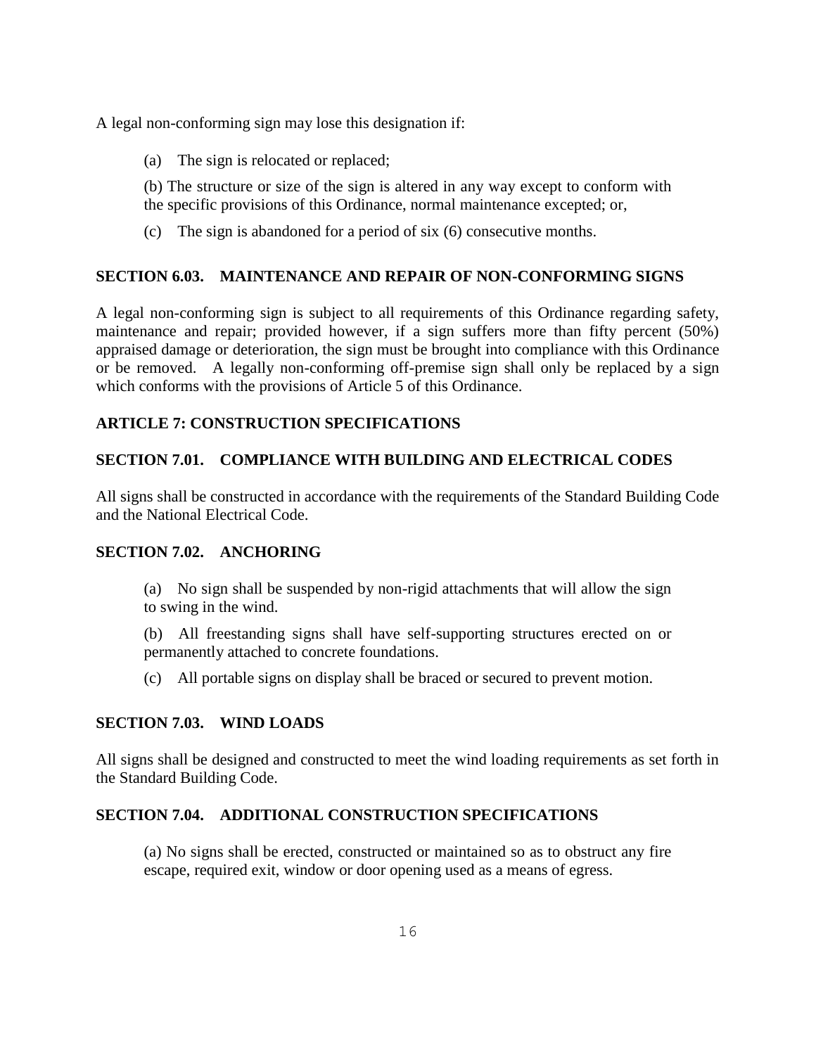A legal non-conforming sign may lose this designation if:

(a) The sign is relocated or replaced;

(b) The structure or size of the sign is altered in any way except to conform with the specific provisions of this Ordinance, normal maintenance excepted; or,

(c) The sign is abandoned for a period of six (6) consecutive months.

### SECTION 6.03. MAINTENANCE AND REPAIR OF NON-CONFORMING SIGNS

A legal non-conforming sign is subject to all requirements of this Ordinance regarding safety, maintenance and repair; provided however, if a sign suffers more than fifty percent (50%) appraised damage or deterioration, the sign must be brought into compliance with this Ordinance or be removed. A legally non-conforming off-premise sign shall only be replaced by a sign which conforms with the provisions of Article 5 of this Ordinance.

## ARTICLE 7: CONSTRUCTION SPECIFICATIONS

### SECTION 7.01. COMPLIANCE WITH BUILDING AND ELECTRICAL CODES

All signs shall be constructed in accordance with the requirements of the Standard Building Code and the National Electrical Code.

### SECTION 7.02. ANCHORING

(a) No sign shall be suspended by non-rigid attachments that will allow the sign to swing in the wind.

(b) All freestanding signs shall have self-supporting structures erected on or permanently attached to concrete foundations.

(c) All portable signs on display shall be braced or secured to prevent motion.

### SECTION 7.03. WIND LOADS

All signs shall be designed and constructed to meet the wind loading requirements as set forth in the Standard Building Code.

### SECTION 7.04. ADDITIONAL CONSTRUCTION SPECIFICATIONS

(a) No signs shall be erected, constructed or maintained so as to obstruct any fire escape, required exit, window or door opening used as a means of egress.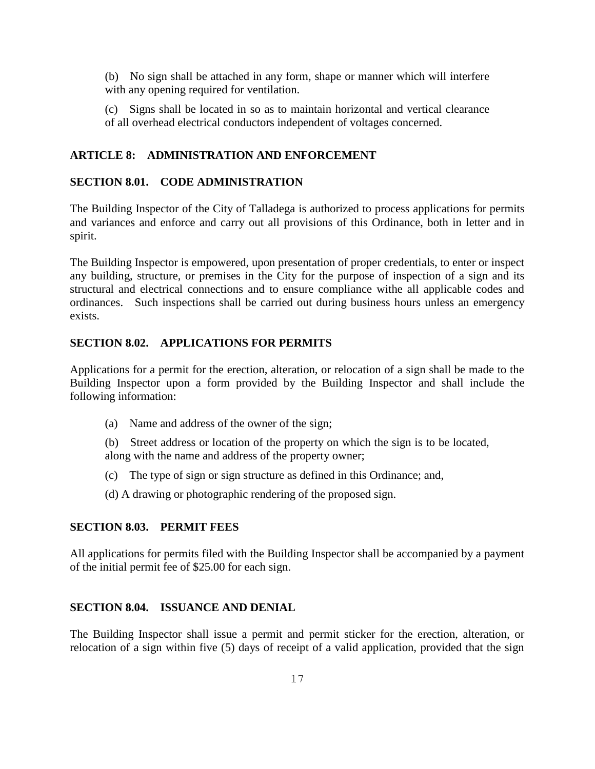(b) No sign shall be attached in any form, shape or manner which will interfere with any opening required for ventilation.

(c) Signs shall be located in so as to maintain horizontal and vertical clearance of all overhead electrical conductors independent of voltages concerned.

## ARTICLE 8: ADMINISTRATION AND ENFORCEMENT

### SECTION 8.01. CODE ADMINISTRATION

The Building Inspector of the City of Talladega is authorized to process applications for permits and variances and enforce and carry out all provisions of this Ordinance, both in letter and in spirit.

The Building Inspector is empowered, upon presentation of proper credentials, to enter or inspect any building, structure, or premises in the City for the purpose of inspection of a sign and its structural and electrical connections and to ensure compliance withe all applicable codes and ordinances. Such inspections shall be carried out during business hours unless an emergency exists.

### SECTION 8.02. APPLICATIONS FOR PERMITS

Applications for a permit for the erection, alteration, or relocation of a sign shall be made to the Building Inspector upon a form provided by the Building Inspector and shall include the following information:

(a) Name and address of the owner of the sign;

(b) Street address or location of the property on which the sign is to be located, along with the name and address of the property owner;

(c) The type of sign or sign structure as defined in this Ordinance; and,

(d) A drawing or photographic rendering of the proposed sign.

### SECTION 8.03. PERMIT FEES

All applications for permits filed with the Building Inspector shall be accompanied by a payment of the initial permit fee of $25.00 for each sign.

### SECTION 8.04. ISSUANCE AND DENIAL

The Building Inspector shall issue a permit and permit sticker for the erection, alteration, or relocation of a sign within five (5) days of receipt of a valid application, provided that the sign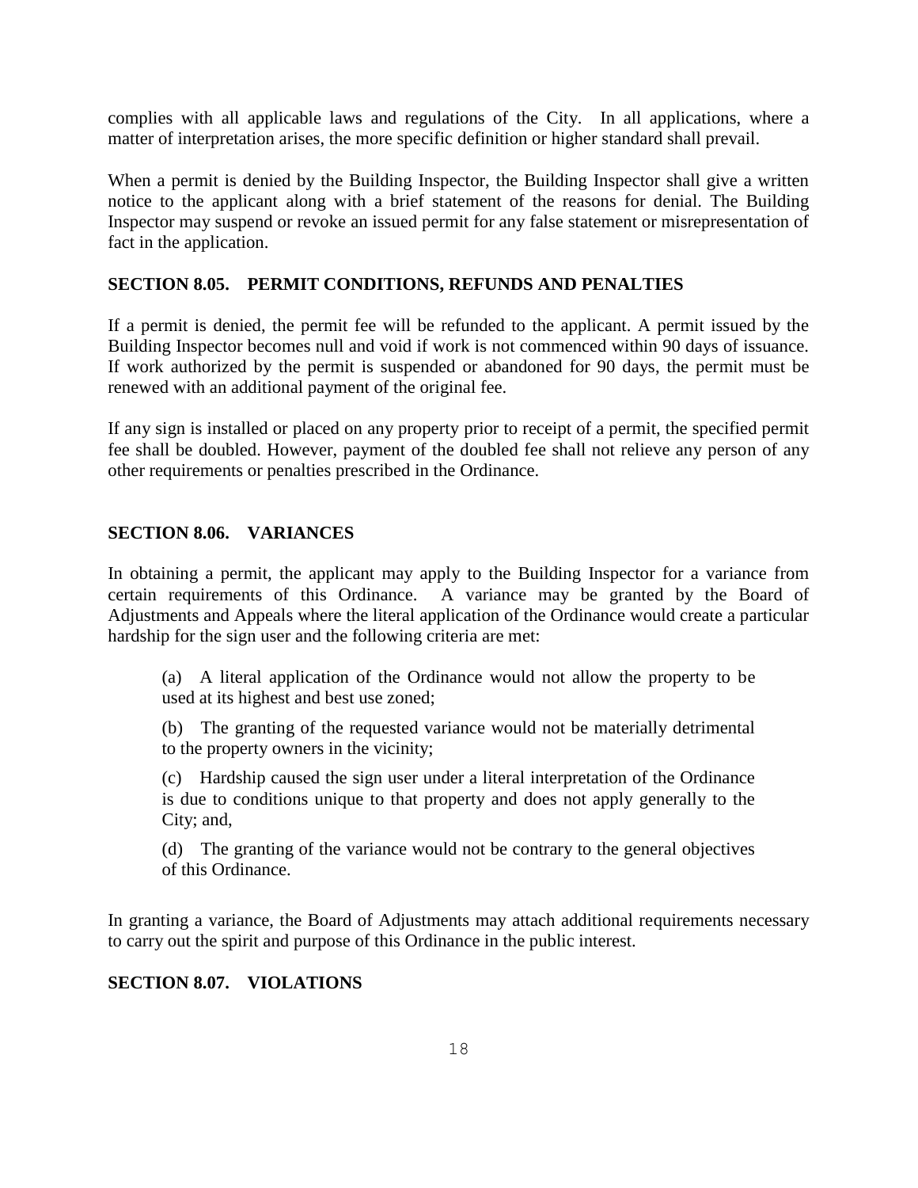complies with all applicable laws and regulations of the City. In all applications, where a matter of interpretation arises, the more specific definition or higher standard shall prevail.

When a permit is denied by the Building Inspector, the Building Inspector shall give a written notice to the applicant along with a brief statement of the reasons for denial. The Building Inspector may suspend or revoke an issued permit for any false statement or misrepresentation of fact in the application.

### SECTION 8.05. PERMIT CONDITIONS, REFUNDS AND PENALTIES

If a permit is denied, the permit fee will be refunded to the applicant. A permit issued by the Building Inspector becomes null and void if work is not commenced within 90 days of issuance. If work authorized by the permit is suspended or abandoned for 90 days, the permit must be renewed with an additional payment of the original fee.

If any sign is installed or placed on any property prior to receipt of a permit, the specified permit fee shall be doubled. However, payment of the doubled fee shall not relieve any person of any other requirements or penalties prescribed in the Ordinance.

### SECTION 8.06. VARIANCES

In obtaining a permit, the applicant may apply to the Building Inspector for a variance from certain requirements of this Ordinance. A variance may be granted by the Board of Adjustments and Appeals where the literal application of the Ordinance would create a particular hardship for the sign user and the following criteria are met:

(a) A literal application of the Ordinance would not allow the property to be used at its highest and best use zoned;

(b) The granting of the requested variance would not be materially detrimental to the property owners in the vicinity;

(c) Hardship caused the sign user under a literal interpretation of the Ordinance is due to conditions unique to that property and does not apply generally to the City; and,

(d) The granting of the variance would not be contrary to the general objectives of this Ordinance.

In granting a variance, the Board of Adjustments may attach additional requirements necessary to carry out the spirit and purpose of this Ordinance in the public interest.

### SECTION 8.07. VIOLATIONS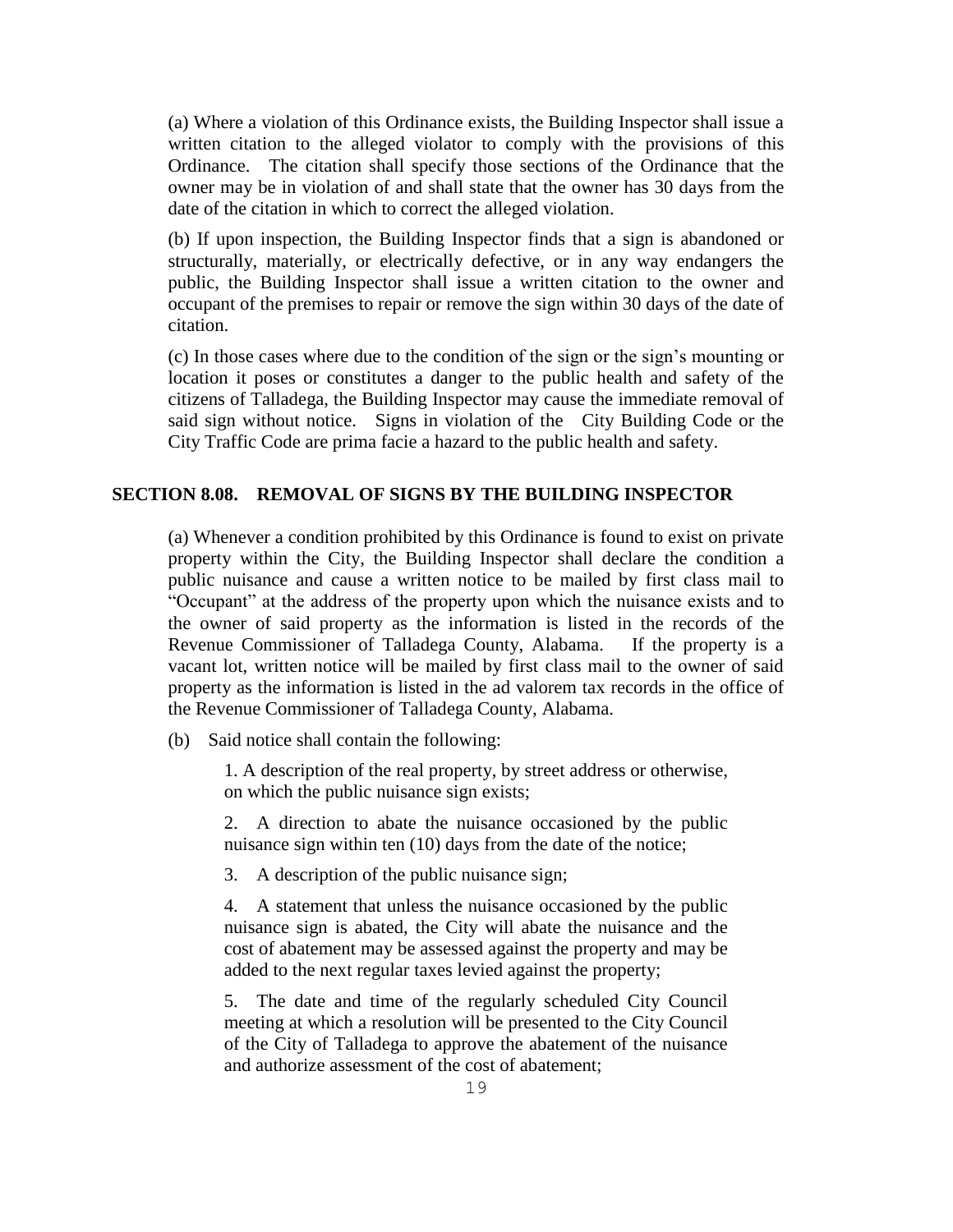(a) Where a violation of this Ordinance exists, the Building Inspector shall issue a written citation to the alleged violator to comply with the provisions of this Ordinance. The citation shall specify those sections of the Ordinance that the owner may be in violation of and shall state that the owner has 30 days from the date of the citation in which to correct the alleged violation.

(b) If upon inspection, the Building Inspector finds that a sign is abandoned or structurally, materially, or electrically defective, or in any way endangers the public, the Building Inspector shall issue a written citation to the owner and occupant of the premises to repair or remove the sign within 30 days of the date of citation.

(c) In those cases where due to the condition of the sign or the sign's mounting or location it poses or constitutes a danger to the public health and safety of the citizens of Talladega, the Building Inspector may cause the immediate removal of said sign without notice. Signs in violation of the City Building Code or the City Traffic Code are prima facie a hazard to the public health and safety.

## SECTION 8.08. REMOVAL OF SIGNS BY THE BUILDING INSPECTOR

(a) Whenever a condition prohibited by this Ordinance is found to exist on private property within the City, the Building Inspector shall declare the condition a public nuisance and cause a written notice to be mailed by first class mail to "Occupant" at the address of the property upon which the nuisance exists and to the owner of said property as the information is listed in the records of the Revenue Commissioner of Talladega County, Alabama. If the property is a vacant lot, written notice will be mailed by first class mail to the owner of said property as the information is listed in the ad valorem tax records in the office of the Revenue Commissioner of Talladega County, Alabama.

(b) Said notice shall contain the following:

1. A description of the real property, by street address or otherwise, on which the public nuisance sign exists;

2. A direction to abate the nuisance occasioned by the public nuisance sign within ten (10) days from the date of the notice;

3. A description of the public nuisance sign;

4. A statement that unless the nuisance occasioned by the public nuisance sign is abated, the City will abate the nuisance and the cost of abatement may be assessed against the property and may be added to the next regular taxes levied against the property;

5. The date and time of the regularly scheduled City Council meeting at which a resolution will be presented to the City Council of the City of Talladega to approve the abatement of the nuisance and authorize assessment of the cost of abatement;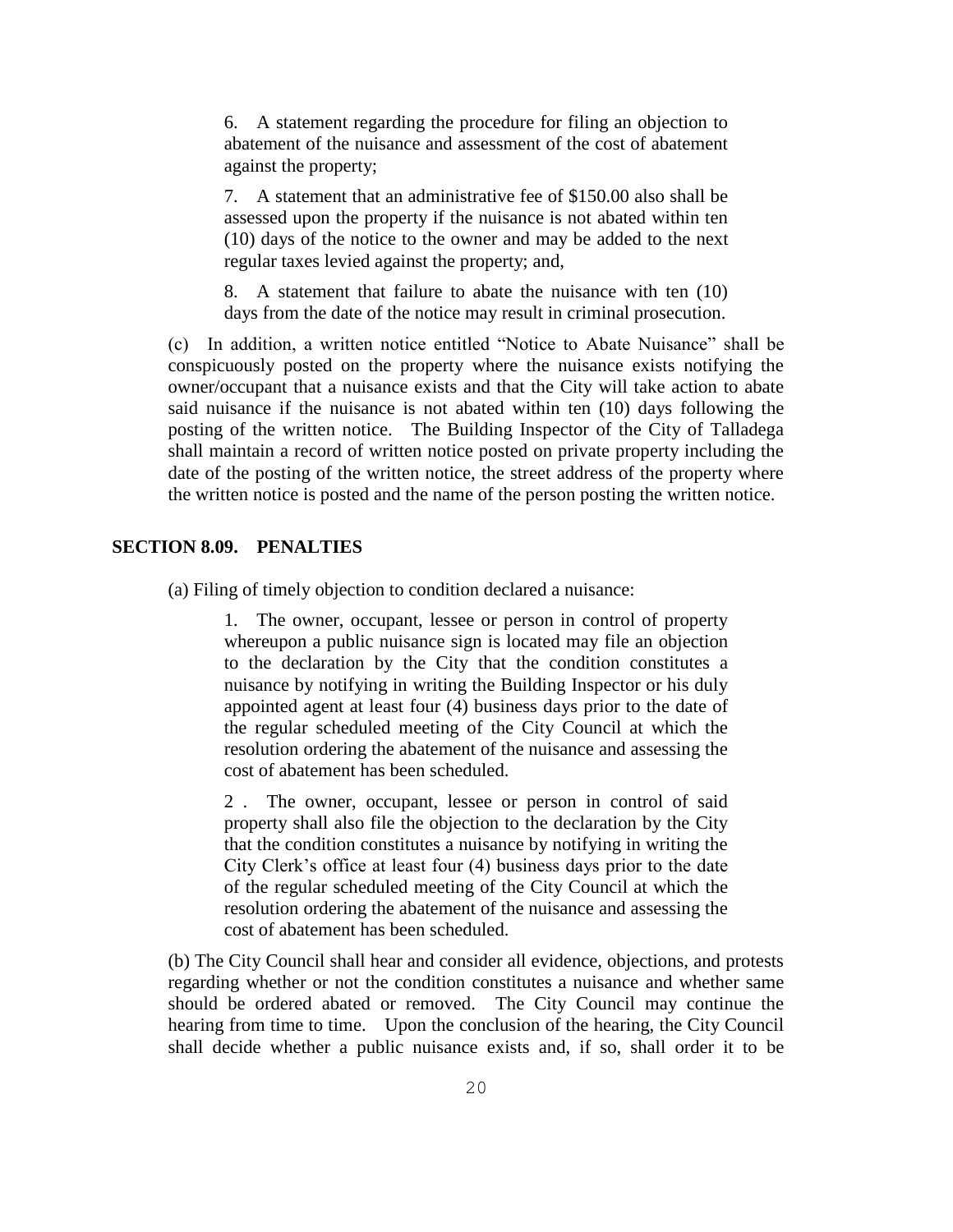6. A statement regarding the procedure for filing an objection to abatement of the nuisance and assessment of the cost of abatement against the property;

7. A statement that an administrative fee of $150.00 also shall be assessed upon the property if the nuisance is not abated within ten (10) days of the notice to the owner and may be added to the next regular taxes levied against the property; and,

8. A statement that failure to abate the nuisance with ten (10) days from the date of the notice may result in criminal prosecution.

(c) In addition, a written notice entitled "Notice to Abate Nuisance" shall be conspicuously posted on the property where the nuisance exists notifying the owner/occupant that a nuisance exists and that the City will take action to abate said nuisance if the nuisance is not abated within ten (10) days following the posting of the written notice. The Building Inspector of the City of Talladega shall maintain a record of written notice posted on private property including the date of the posting of the written notice, the street address of the property where the written notice is posted and the name of the person posting the written notice.

## SECTION 8.09. PENALTIES

(a) Filing of timely objection to condition declared a nuisance:

1. The owner, occupant, lessee or person in control of property whereupon a public nuisance sign is located may file an objection to the declaration by the City that the condition constitutes a nuisance by notifying in writing the Building Inspector or his duly appointed agent at least four (4) business days prior to the date of the regular scheduled meeting of the City Council at which the resolution ordering the abatement of the nuisance and assessing the cost of abatement has been scheduled.

2 . The owner, occupant, lessee or person in control of said property shall also file the objection to the declaration by the City that the condition constitutes a nuisance by notifying in writing the City Clerk's office at least four (4) business days prior to the date of the regular scheduled meeting of the City Council at which the resolution ordering the abatement of the nuisance and assessing the cost of abatement has been scheduled.

(b) The City Council shall hear and consider all evidence, objections, and protests regarding whether or not the condition constitutes a nuisance and whether same should be ordered abated or removed. The City Council may continue the hearing from time to time. Upon the conclusion of the hearing, the City Council shall decide whether a public nuisance exists and, if so, shall order it to be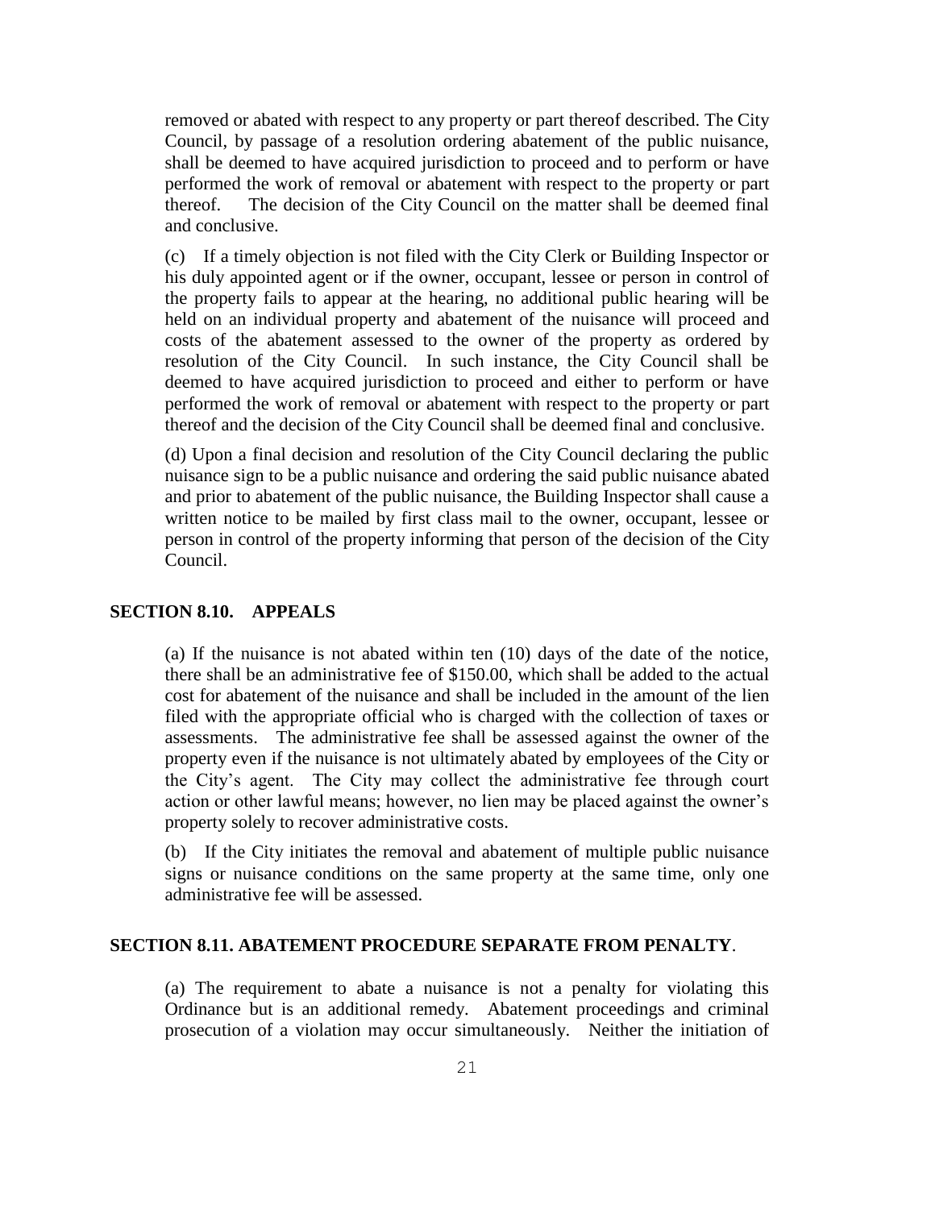removed or abated with respect to any property or part thereof described. The City Council, by passage of a resolution ordering abatement of the public nuisance, shall be deemed to have acquired jurisdiction to proceed and to perform or have performed the work of removal or abatement with respect to the property or part thereof. The decision of the City Council on the matter shall be deemed final and conclusive.

(c) If a timely objection is not filed with the City Clerk or Building Inspector or his duly appointed agent or if the owner, occupant, lessee or person in control of the property fails to appear at the hearing, no additional public hearing will be held on an individual property and abatement of the nuisance will proceed and costs of the abatement assessed to the owner of the property as ordered by resolution of the City Council. In such instance, the City Council shall be deemed to have acquired jurisdiction to proceed and either to perform or have performed the work of removal or abatement with respect to the property or part thereof and the decision of the City Council shall be deemed final and conclusive.

(d) Upon a final decision and resolution of the City Council declaring the public nuisance sign to be a public nuisance and ordering the said public nuisance abated and prior to abatement of the public nuisance, the Building Inspector shall cause a written notice to be mailed by first class mail to the owner, occupant, lessee or person in control of the property informing that person of the decision of the City Council.

## SECTION 8.10. APPEALS

(a) If the nuisance is not abated within ten (10) days of the date of the notice, there shall be an administrative fee of $150.00, which shall be added to the actual cost for abatement of the nuisance and shall be included in the amount of the lien filed with the appropriate official who is charged with the collection of taxes or assessments. The administrative fee shall be assessed against the owner of the property even if the nuisance is not ultimately abated by employees of the City or the City's agent. The City may collect the administrative fee through court action or other lawful means; however, no lien may be placed against the owner's property solely to recover administrative costs.

(b) If the City initiates the removal and abatement of multiple public nuisance signs or nuisance conditions on the same property at the same time, only one administrative fee will be assessed.

## SECTION 8.11. ABATEMENT PROCEDURE SEPARATE FROM PENALTY.

(a) The requirement to abate a nuisance is not a penalty for violating this Ordinance but is an additional remedy. Abatement proceedings and criminal prosecution of a violation may occur simultaneously. Neither the initiation of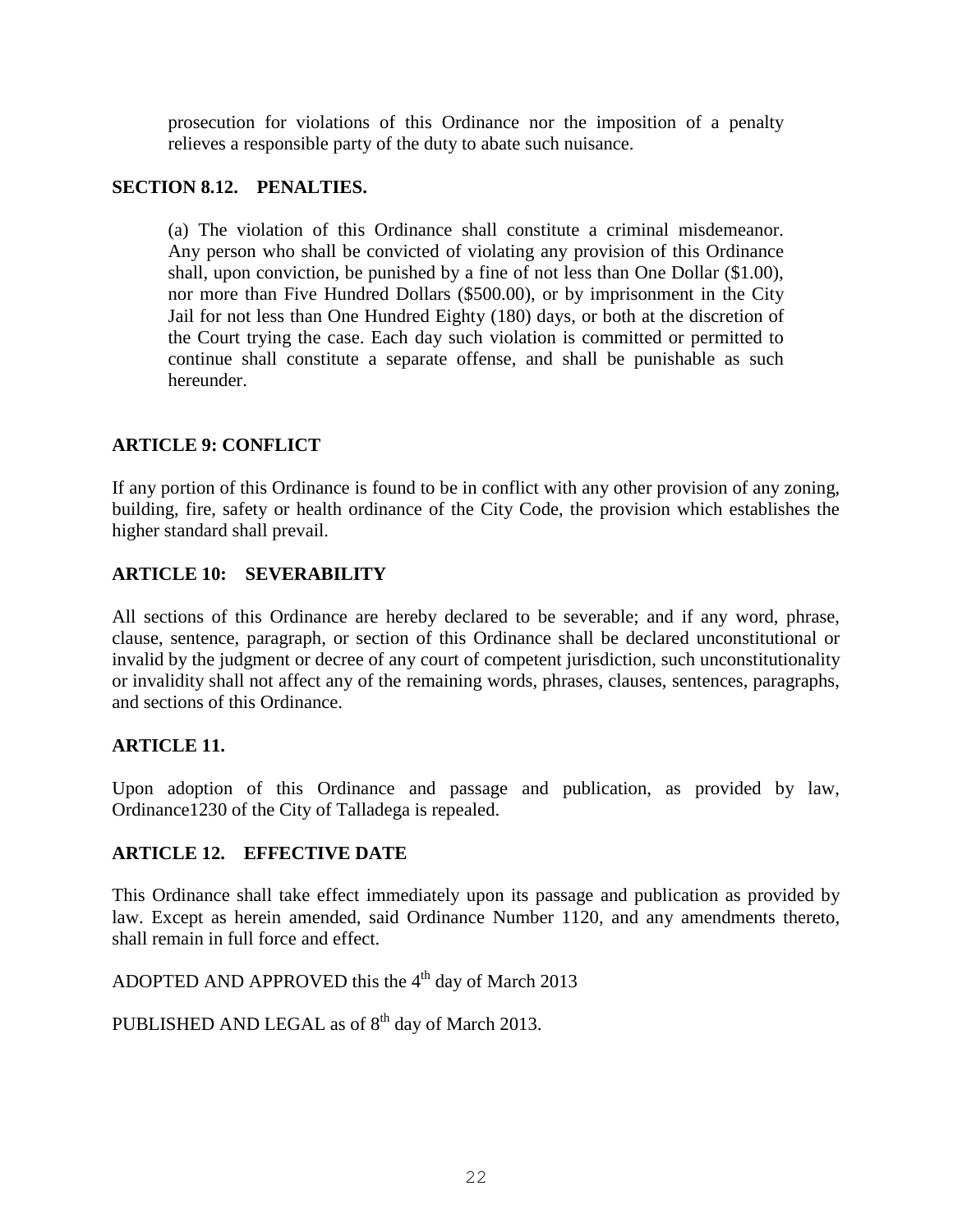prosecution for violations of this Ordinance nor the imposition of a penalty relieves a responsible party of the duty to abate such nuisance.

**SECTION 8.12. PENALTIES.**

(a) The violation of this Ordinance shall constitute a criminal misdemeanor. Any person who shall be convicted of violating any provision of this Ordinance shall, upon conviction, be punished by a fine of not less than One Dollar ($1.00), nor more than Five Hundred Dollars ($500.00), or by imprisonment in the City Jail for not less than One Hundred Eighty (180) days, or both at the discretion of the Court trying the case. Each day such violation is committed or permitted to continue shall constitute a separate offense, and shall be punishable as such hereunder.

**ARTICLE 9: CONFLICT**

If any portion of this Ordinance is found to be in conflict with any other provision of any zoning, building, fire, safety or health ordinance of the City Code, the provision which establishes the higher standard shall prevail.

**ARTICLE 10: SEVERABILITY**

All sections of this Ordinance are hereby declared to be severable; and if any word, phrase, clause, sentence, paragraph, or section of this Ordinance shall be declared unconstitutional or invalid by the judgment or decree of any court of competent jurisdiction, such unconstitutionality or invalidity shall not affect any of the remaining words, phrases, clauses, sentences, paragraphs, and sections of this Ordinance.

**ARTICLE 11.**

Upon adoption of this Ordinance and passage and publication, as provided by law, Ordinance1230 of the City of Talladega is repealed.

**ARTICLE 12. EFFECTIVE DATE**

This Ordinance shall take effect immediately upon its passage and publication as provided by law. Except as herein amended, said Ordinance Number 1120, and any amendments thereto, shall remain in full force and effect.

ADOPTED AND APPROVED this the 4th day of March 2013

PUBLISHED AND LEGAL as of 8th day of March 2013.